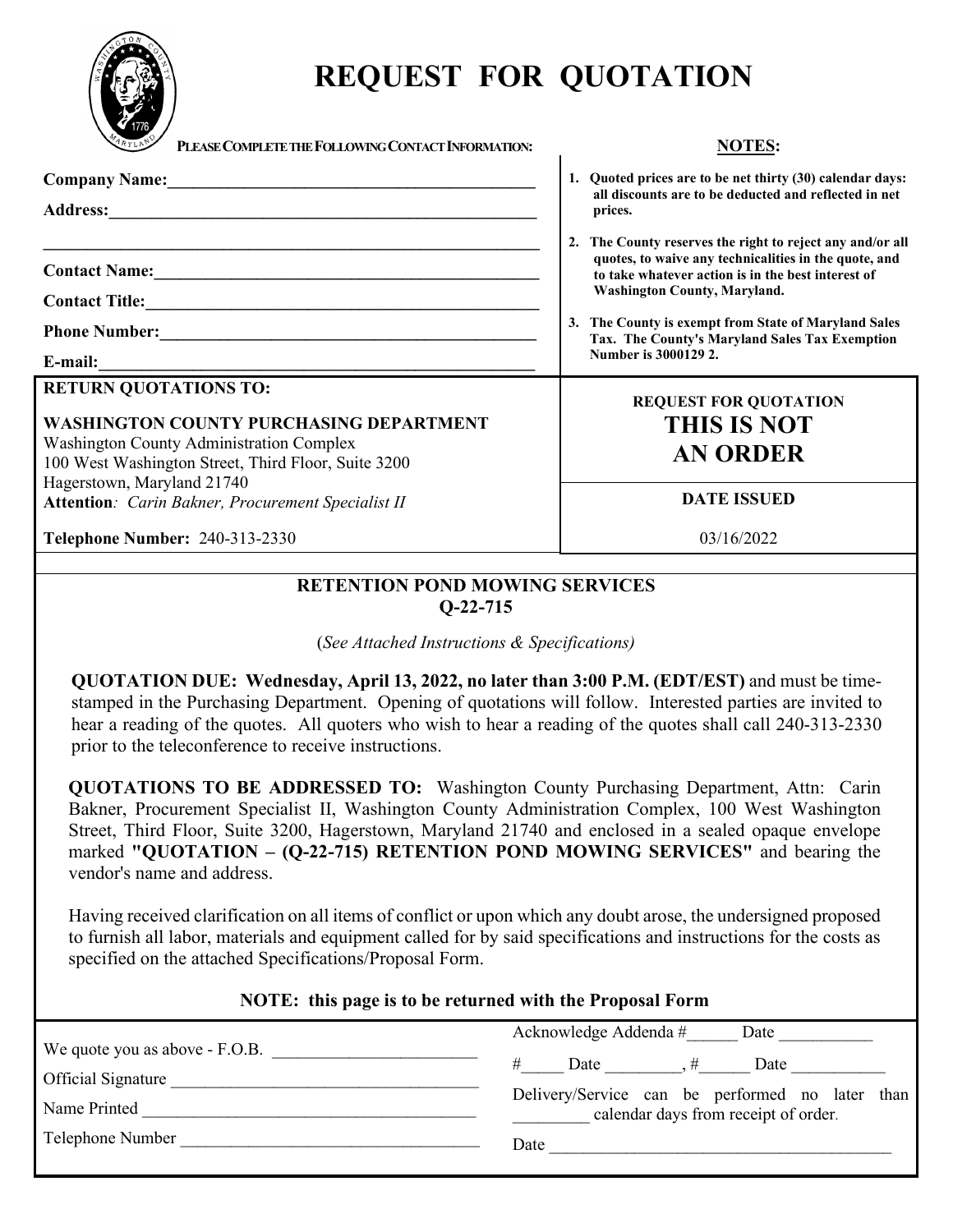# REQUEST FOR QUOTATION

**PLEASE COMPLETE THE FOLLOWING CONTACT INFORMATION:**

**Company Name:**___________________________________________

**Address:**_______________________________________________

___________________________________________________________

**Contact Name:**___________________________________________

**Contact Title:**___________________________________________

**Phone Number:**___________________________________________

**E-mail:**_________________________________________________

**NOTES:**

1. **Quoted prices are to be net thirty (30) calendar days: all discounts are to be deducted and reflected in net prices.**
2. **The County reserves the right to reject any and/or all quotes, to waive any technicalities in the quote, and to take whatever action is in the best interest of Washington County, Maryland.**
3. **The County is exempt from State of Maryland Sales Tax. The County's Maryland Sales Tax Exemption Number is 3000129 2.**

**RETURN QUOTATIONS TO:**

**WASHINGTON COUNTY PURCHASING DEPARTMENT**
Washington County Administration Complex
100 West Washington Street, Third Floor, Suite 3200
Hagerstown, Maryland 21740
**Attention**: *Carin Bakner, Procurement Specialist II*

**Telephone Number:** 240-313-2330

**REQUEST FOR QUOTATION**
**THIS IS NOT AN ORDER**

**DATE ISSUED**
03/16/2022

## RETENTION POND MOWING SERVICES
## Q-22-715

(*See Attached Instructions & Specifications)*

**QUOTATION DUE: Wednesday, April 13, 2022, no later than 3:00 P.M. (EDT/EST)** and must be time-stamped in the Purchasing Department. Opening of quotations will follow. Interested parties are invited to hear a reading of the quotes. All quoters who wish to hear a reading of the quotes shall call 240-313-2330 prior to the teleconference to receive instructions.

**QUOTATIONS TO BE ADDRESSED TO:** Washington County Purchasing Department, Attn: Carin Bakner, Procurement Specialist II, Washington County Administration Complex, 100 West Washington Street, Third Floor, Suite 3200, Hagerstown, Maryland 21740 and enclosed in a sealed opaque envelope marked **"QUOTATION – (Q-22-715) RETENTION POND MOWING SERVICES"** and bearing the vendor's name and address.

Having received clarification on all items of conflict or upon which any doubt arose, the undersigned proposed to furnish all labor, materials and equipment called for by said specifications and instructions for the costs as specified on the attached Specifications/Proposal Form.

**NOTE: this page is to be returned with the Proposal Form**

We quote you as above - F.O.B. ________________________

Official Signature ___________________________________

Name Printed ______________________________________

Telephone Number ___________________________________

Acknowledge Addenda #______ Date ___________

#_____ Date _________, #______ Date ___________

Delivery/Service can be performed no later than _________ calendar days from receipt of order.

Date _________________________________________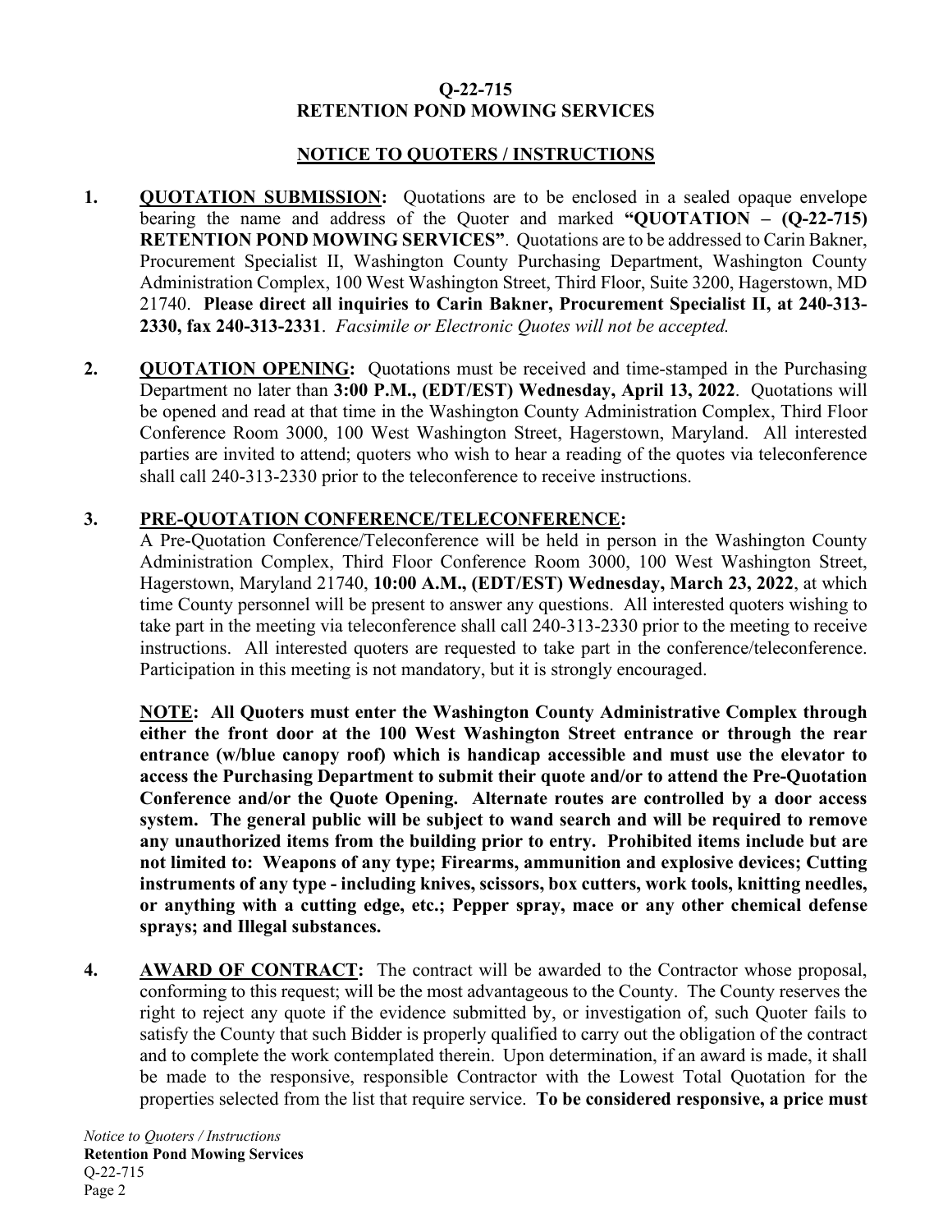**Q-22-715**
**RETENTION POND MOWING SERVICES**

**NOTICE TO QUOTERS / INSTRUCTIONS**

1. **QUOTATION SUBMISSION:** Quotations are to be enclosed in a sealed opaque envelope bearing the name and address of the Quoter and marked **"QUOTATION – (Q-22-715) RETENTION POND MOWING SERVICES"**. Quotations are to be addressed to Carin Bakner, Procurement Specialist II, Washington County Purchasing Department, Washington County Administration Complex, 100 West Washington Street, Third Floor, Suite 3200, Hagerstown, MD 21740. **Please direct all inquiries to Carin Bakner, Procurement Specialist II, at 240-313-2330, fax 240-313-2331**. *Facsimile or Electronic Quotes will not be accepted.*

2. **QUOTATION OPENING:** Quotations must be received and time-stamped in the Purchasing Department no later than **3:00 P.M., (EDT/EST) Wednesday, April 13, 2022**. Quotations will be opened and read at that time in the Washington County Administration Complex, Third Floor Conference Room 3000, 100 West Washington Street, Hagerstown, Maryland. All interested parties are invited to attend; quoters who wish to hear a reading of the quotes via teleconference shall call 240-313-2330 prior to the teleconference to receive instructions.

3. **PRE-QUOTATION CONFERENCE/TELECONFERENCE:**
A Pre-Quotation Conference/Teleconference will be held in person in the Washington County Administration Complex, Third Floor Conference Room 3000, 100 West Washington Street, Hagerstown, Maryland 21740, **10:00 A.M., (EDT/EST) Wednesday, March 23, 2022**, at which time County personnel will be present to answer any questions. All interested quoters wishing to take part in the meeting via teleconference shall call 240-313-2330 prior to the meeting to receive instructions. All interested quoters are requested to take part in the conference/teleconference. Participation in this meeting is not mandatory, but it is strongly encouraged.

   **NOTE: All Quoters must enter the Washington County Administrative Complex through either the front door at the 100 West Washington Street entrance or through the rear entrance (w/blue canopy roof) which is handicap accessible and must use the elevator to access the Purchasing Department to submit their quote and/or to attend the Pre-Quotation Conference and/or the Quote Opening. Alternate routes are controlled by a door access system. The general public will be subject to wand search and will be required to remove any unauthorized items from the building prior to entry. Prohibited items include but are not limited to: Weapons of any type; Firearms, ammunition and explosive devices; Cutting instruments of any type - including knives, scissors, box cutters, work tools, knitting needles, or anything with a cutting edge, etc.; Pepper spray, mace or any other chemical defense sprays; and Illegal substances.**

4. **AWARD OF CONTRACT:** The contract will be awarded to the Contractor whose proposal, conforming to this request; will be the most advantageous to the County. The County reserves the right to reject any quote if the evidence submitted by, or investigation of, such Quoter fails to satisfy the County that such Bidder is properly qualified to carry out the obligation of the contract and to complete the work contemplated therein. Upon determination, if an award is made, it shall be made to the responsive, responsible Contractor with the Lowest Total Quotation for the properties selected from the list that require service. **To be considered responsive, a price must**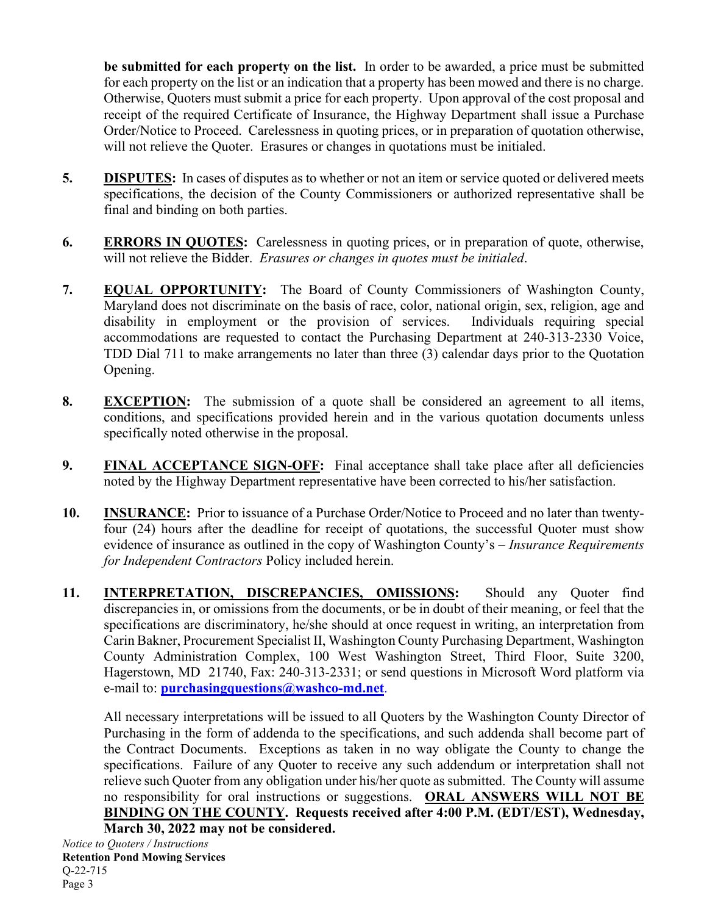**be submitted for each property on the list.** In order to be awarded, a price must be submitted for each property on the list or an indication that a property has been mowed and there is no charge. Otherwise, Quoters must submit a price for each property. Upon approval of the cost proposal and receipt of the required Certificate of Insurance, the Highway Department shall issue a Purchase Order/Notice to Proceed. Carelessness in quoting prices, or in preparation of quotation otherwise, will not relieve the Quoter. Erasures or changes in quotations must be initialed.

5. **DISPUTES:** In cases of disputes as to whether or not an item or service quoted or delivered meets specifications, the decision of the County Commissioners or authorized representative shall be final and binding on both parties.

6. **ERRORS IN QUOTES:** Carelessness in quoting prices, or in preparation of quote, otherwise, will not relieve the Bidder. *Erasures or changes in quotes must be initialed*.

7. **EQUAL OPPORTUNITY:** The Board of County Commissioners of Washington County, Maryland does not discriminate on the basis of race, color, national origin, sex, religion, age and disability in employment or the provision of services. Individuals requiring special accommodations are requested to contact the Purchasing Department at 240-313-2330 Voice, TDD Dial 711 to make arrangements no later than three (3) calendar days prior to the Quotation Opening.

8. **EXCEPTION:** The submission of a quote shall be considered an agreement to all items, conditions, and specifications provided herein and in the various quotation documents unless specifically noted otherwise in the proposal.

9. **FINAL ACCEPTANCE SIGN-OFF:** Final acceptance shall take place after all deficiencies noted by the Highway Department representative have been corrected to his/her satisfaction.

10. **INSURANCE:** Prior to issuance of a Purchase Order/Notice to Proceed and no later than twenty-four (24) hours after the deadline for receipt of quotations, the successful Quoter must show evidence of insurance as outlined in the copy of Washington County's – *Insurance Requirements for Independent Contractors* Policy included herein.

11. **INTERPRETATION, DISCREPANCIES, OMISSIONS:** Should any Quoter find discrepancies in, or omissions from the documents, or be in doubt of their meaning, or feel that the specifications are discriminatory, he/she should at once request in writing, an interpretation from Carin Bakner, Procurement Specialist II, Washington County Purchasing Department, Washington County Administration Complex, 100 West Washington Street, Third Floor, Suite 3200, Hagerstown, MD 21740, Fax: 240-313-2331; or send questions in Microsoft Word platform via e-mail to: **purchasingquestions@washco-md.net**.

    All necessary interpretations will be issued to all Quoters by the Washington County Director of Purchasing in the form of addenda to the specifications, and such addenda shall become part of the Contract Documents. Exceptions as taken in no way obligate the County to change the specifications. Failure of any Quoter to receive any such addendum or interpretation shall not relieve such Quoter from any obligation under his/her quote as submitted. The County will assume no responsibility for oral instructions or suggestions. **ORAL ANSWERS WILL NOT BE BINDING ON THE COUNTY. Requests received after 4:00 P.M. (EDT/EST), Wednesday, March 30, 2022 may not be considered.**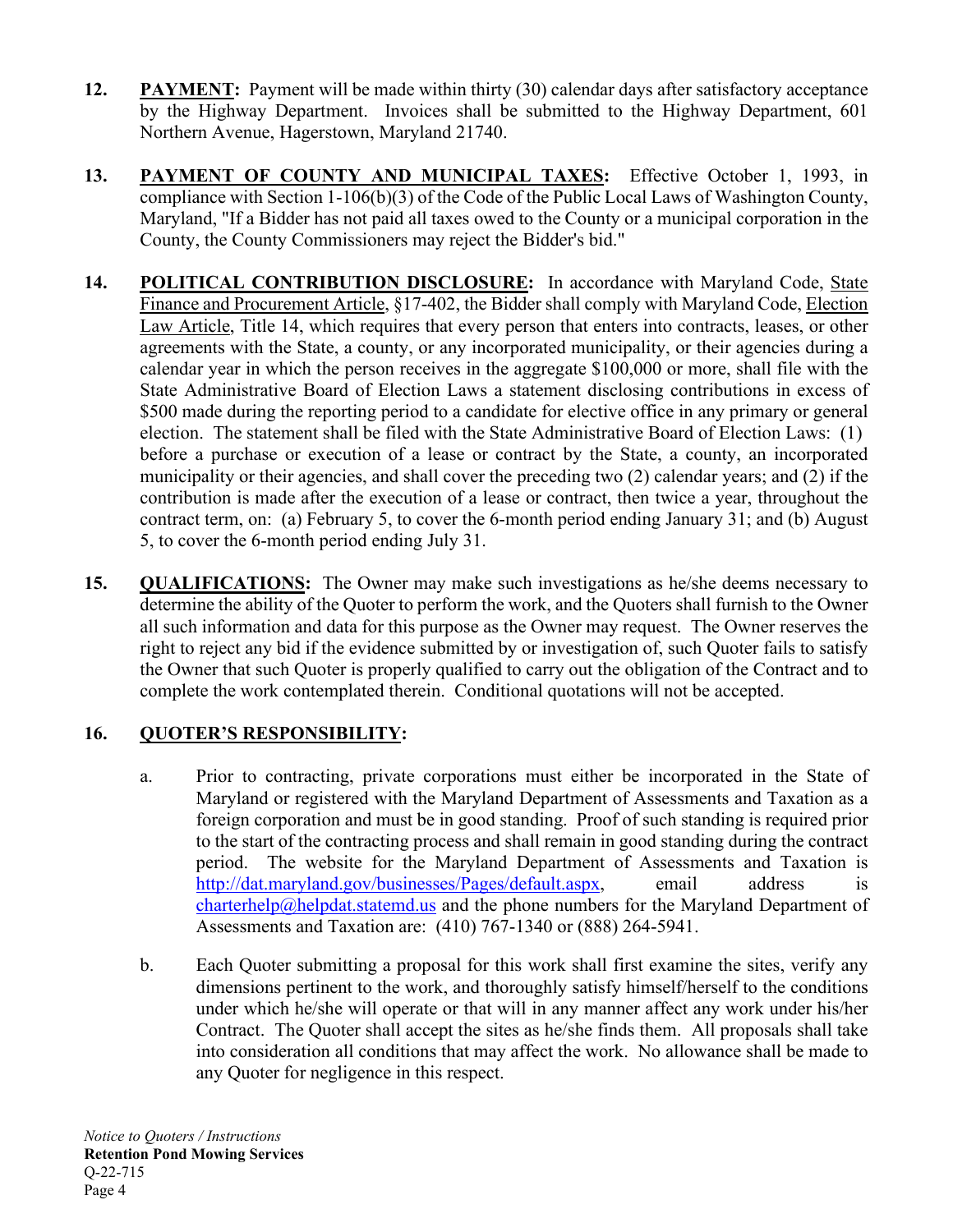12. **<u>PAYMENT</u>:** Payment will be made within thirty (30) calendar days after satisfactory acceptance by the Highway Department. Invoices shall be submitted to the Highway Department, 601 Northern Avenue, Hagerstown, Maryland 21740.

13. **<u>PAYMENT OF COUNTY AND MUNICIPAL TAXES</u>:** Effective October 1, 1993, in compliance with Section 1-106(b)(3) of the Code of the Public Local Laws of Washington County, Maryland, "If a Bidder has not paid all taxes owed to the County or a municipal corporation in the County, the County Commissioners may reject the Bidder's bid."

14. **<u>POLITICAL CONTRIBUTION DISCLOSURE</u>:** In accordance with Maryland Code, <u>State Finance and Procurement Article</u>, §17-402, the Bidder shall comply with Maryland Code, <u>Election Law Article</u>, Title 14, which requires that every person that enters into contracts, leases, or other agreements with the State, a county, or any incorporated municipality, or their agencies during a calendar year in which the person receives in the aggregate $100,000 or more, shall file with the State Administrative Board of Election Laws a statement disclosing contributions in excess of $500 made during the reporting period to a candidate for elective office in any primary or general election. The statement shall be filed with the State Administrative Board of Election Laws: (1) before a purchase or execution of a lease or contract by the State, a county, an incorporated municipality or their agencies, and shall cover the preceding two (2) calendar years; and (2) if the contribution is made after the execution of a lease or contract, then twice a year, throughout the contract term, on: (a) February 5, to cover the 6-month period ending January 31; and (b) August 5, to cover the 6-month period ending July 31.

15. **<u>QUALIFICATIONS</u>:** The Owner may make such investigations as he/she deems necessary to determine the ability of the Quoter to perform the work, and the Quoters shall furnish to the Owner all such information and data for this purpose as the Owner may request. The Owner reserves the right to reject any bid if the evidence submitted by or investigation of, such Quoter fails to satisfy the Owner that such Quoter is properly qualified to carry out the obligation of the Contract and to complete the work contemplated therein. Conditional quotations will not be accepted.

16. **<u>QUOTER'S RESPONSIBILITY</u>:**

    a. Prior to contracting, private corporations must either be incorporated in the State of Maryland or registered with the Maryland Department of Assessments and Taxation as a foreign corporation and must be in good standing. Proof of such standing is required prior to the start of the contracting process and shall remain in good standing during the contract period. The website for the Maryland Department of Assessments and Taxation is http://dat.maryland.gov/businesses/Pages/default.aspx, email address is charterhelp@helpdat.statemd.us and the phone numbers for the Maryland Department of Assessments and Taxation are: (410) 767-1340 or (888) 264-5941.

    b. Each Quoter submitting a proposal for this work shall first examine the sites, verify any dimensions pertinent to the work, and thoroughly satisfy himself/herself to the conditions under which he/she will operate or that will in any manner affect any work under his/her Contract. The Quoter shall accept the sites as he/she finds them. All proposals shall take into consideration all conditions that may affect the work. No allowance shall be made to any Quoter for negligence in this respect.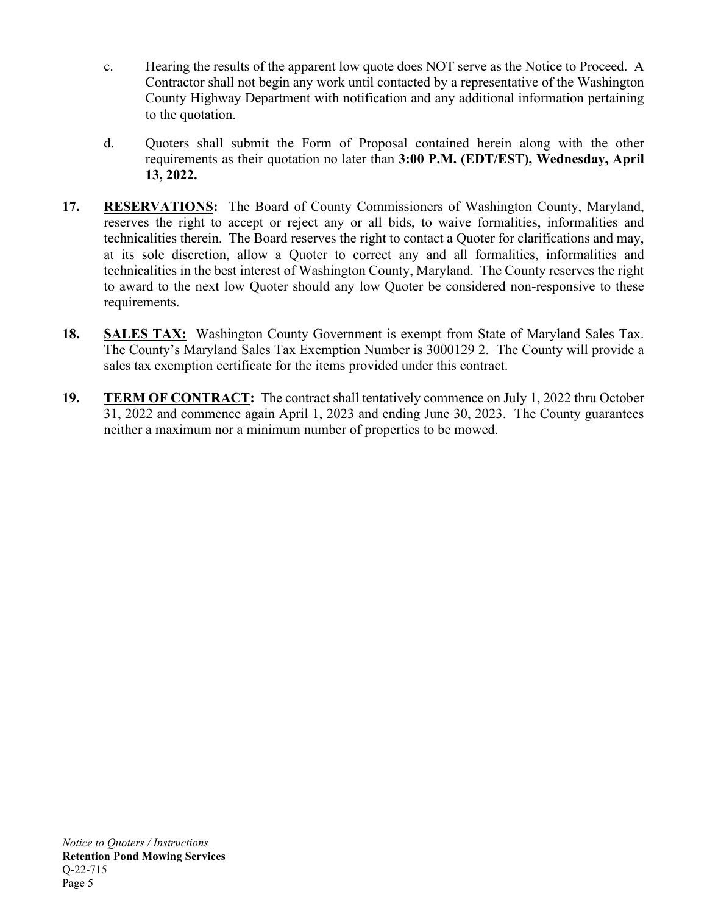c. Hearing the results of the apparent low quote does <u>NOT</u> serve as the Notice to Proceed. A Contractor shall not begin any work until contacted by a representative of the Washington County Highway Department with notification and any additional information pertaining to the quotation.

d. Quoters shall submit the Form of Proposal contained herein along with the other requirements as their quotation no later than **3:00 P.M. (EDT/EST), Wednesday, April 13, 2022.**

**17. <u>RESERVATIONS</u>:** The Board of County Commissioners of Washington County, Maryland, reserves the right to accept or reject any or all bids, to waive formalities, informalities and technicalities therein. The Board reserves the right to contact a Quoter for clarifications and may, at its sole discretion, allow a Quoter to correct any and all formalities, informalities and technicalities in the best interest of Washington County, Maryland. The County reserves the right to award to the next low Quoter should any low Quoter be considered non-responsive to these requirements.

**18. <u>SALES TAX:</u>** Washington County Government is exempt from State of Maryland Sales Tax. The County's Maryland Sales Tax Exemption Number is 3000129 2. The County will provide a sales tax exemption certificate for the items provided under this contract.

**19. <u>TERM OF CONTRACT</u>:** The contract shall tentatively commence on July 1, 2022 thru October 31, 2022 and commence again April 1, 2023 and ending June 30, 2023. The County guarantees neither a maximum nor a minimum number of properties to be mowed.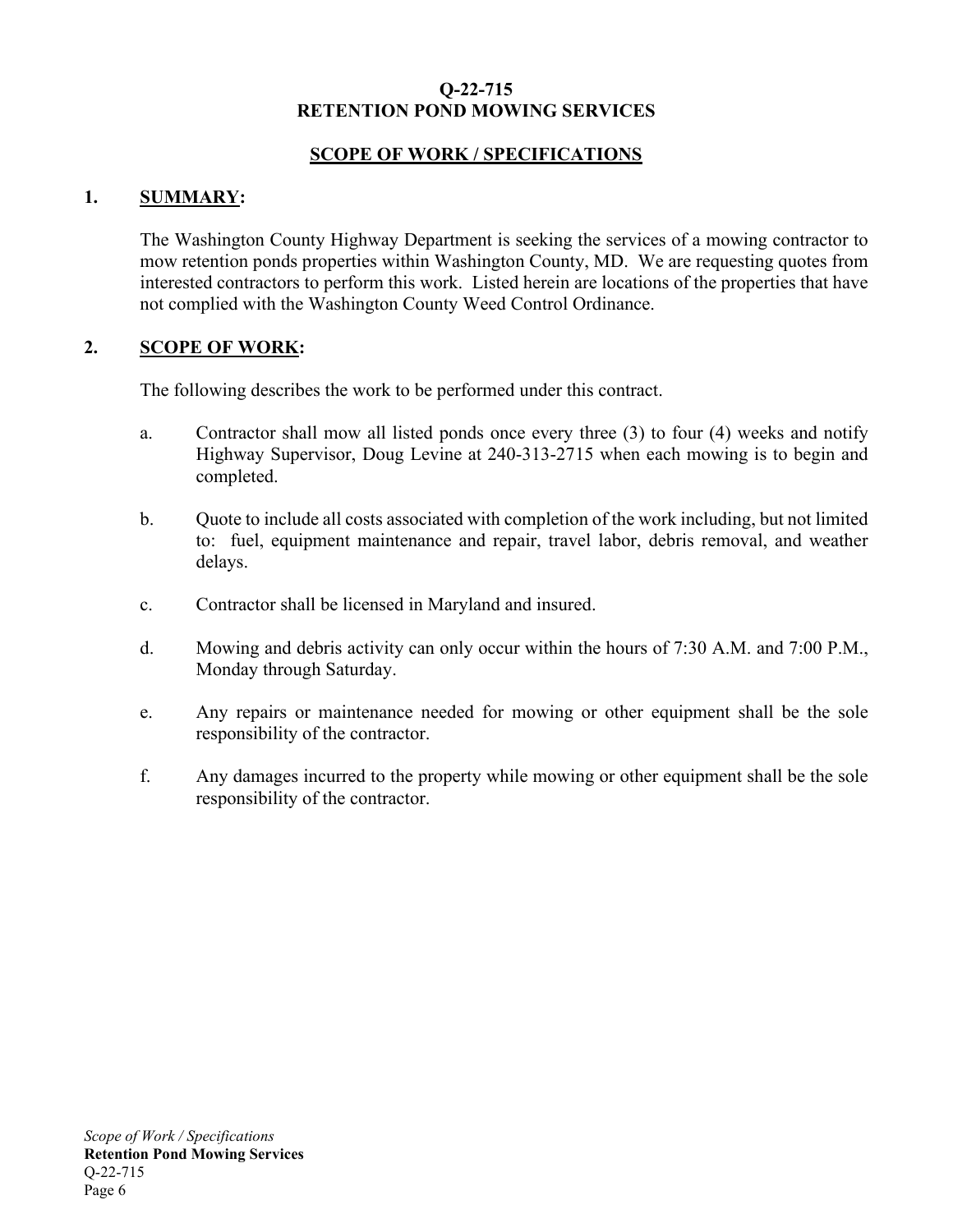**Q-22-715**
**RETENTION POND MOWING SERVICES**

**SCOPE OF WORK / SPECIFICATIONS**

## 1. SUMMARY:

The Washington County Highway Department is seeking the services of a mowing contractor to mow retention ponds properties within Washington County, MD. We are requesting quotes from interested contractors to perform this work. Listed herein are locations of the properties that have not complied with the Washington County Weed Control Ordinance.

## 2. SCOPE OF WORK:

The following describes the work to be performed under this contract.

a. Contractor shall mow all listed ponds once every three (3) to four (4) weeks and notify Highway Supervisor, Doug Levine at 240-313-2715 when each mowing is to begin and completed.

b. Quote to include all costs associated with completion of the work including, but not limited to: fuel, equipment maintenance and repair, travel labor, debris removal, and weather delays.

c. Contractor shall be licensed in Maryland and insured.

d. Mowing and debris activity can only occur within the hours of 7:30 A.M. and 7:00 P.M., Monday through Saturday.

e. Any repairs or maintenance needed for mowing or other equipment shall be the sole responsibility of the contractor.

f. Any damages incurred to the property while mowing or other equipment shall be the sole responsibility of the contractor.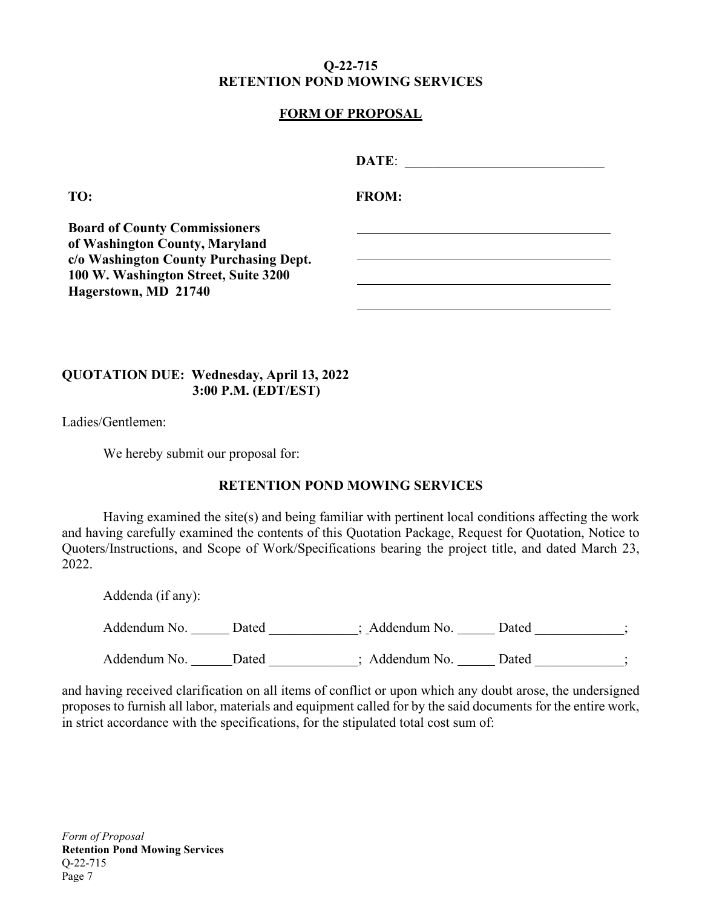**Q-22-715**
**RETENTION POND MOWING SERVICES**

**FORM OF PROPOSAL**

**DATE**: ____________________________

**TO:**

**Board of County Commissioners**
**of Washington County, Maryland**
**c/o Washington County Purchasing Dept.**
**100 W. Washington Street, Suite 3200**
**Hagerstown, MD 21740**

**FROM:**

______________________________________

______________________________________

______________________________________

______________________________________

**QUOTATION DUE: Wednesday, April 13, 2022**
**3:00 P.M. (EDT/EST)**

Ladies/Gentlemen:

We hereby submit our proposal for:

**RETENTION POND MOWING SERVICES**

Having examined the site(s) and being familiar with pertinent local conditions affecting the work and having carefully examined the contents of this Quotation Package, Request for Quotation, Notice to Quoters/Instructions, and Scope of Work/Specifications bearing the project title, and dated March 23, 2022.

Addenda (if any):

Addendum No. ______ Dated _____________; Addendum No. ______ Dated _____________;

Addendum No. ______Dated _____________; Addendum No. ______ Dated _____________;

and having received clarification on all items of conflict or upon which any doubt arose, the undersigned proposes to furnish all labor, materials and equipment called for by the said documents for the entire work, in strict accordance with the specifications, for the stipulated total cost sum of: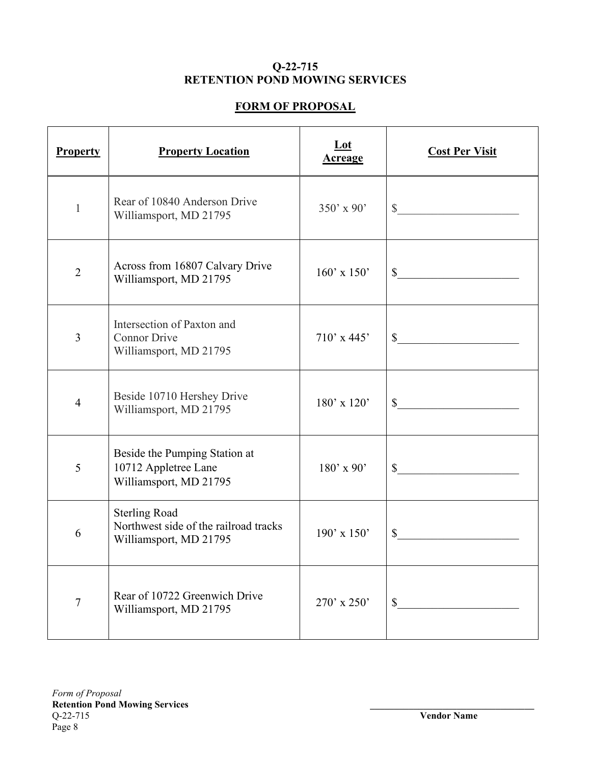**Q-22-715**
**RETENTION POND MOWING SERVICES**

**FORM OF PROPOSAL**

| **Property** | **Property Location** | **Lot Acreage** | **Cost Per Visit** |
|---|---|---|---|
| 1 | Rear of 10840 Anderson Drive Williamsport, MD 21795 | 350' x 90' | $____________________ |
| 2 | Across from 16807 Calvary Drive Williamsport, MD 21795 | 160' x 150' | $____________________ |
| 3 | Intersection of Paxton and Connor Drive Williamsport, MD 21795 | 710' x 445' | $____________________ |
| 4 | Beside 10710 Hershey Drive Williamsport, MD 21795 | 180' x 120' | $____________________ |
| 5 | Beside the Pumping Station at 10712 Appletree Lane Williamsport, MD 21795 | 180' x 90' | $____________________ |
| 6 | Sterling Road Northwest side of the railroad tracks Williamsport, MD 21795 | 190' x 150' | $____________________ |
| 7 | Rear of 10722 Greenwich Drive Williamsport, MD 21795 | 270' x 250' | $____________________ |

*Form of Proposal*
**Retention Pond Mowing Services**
Q-22-715

________________________________
**Vendor Name**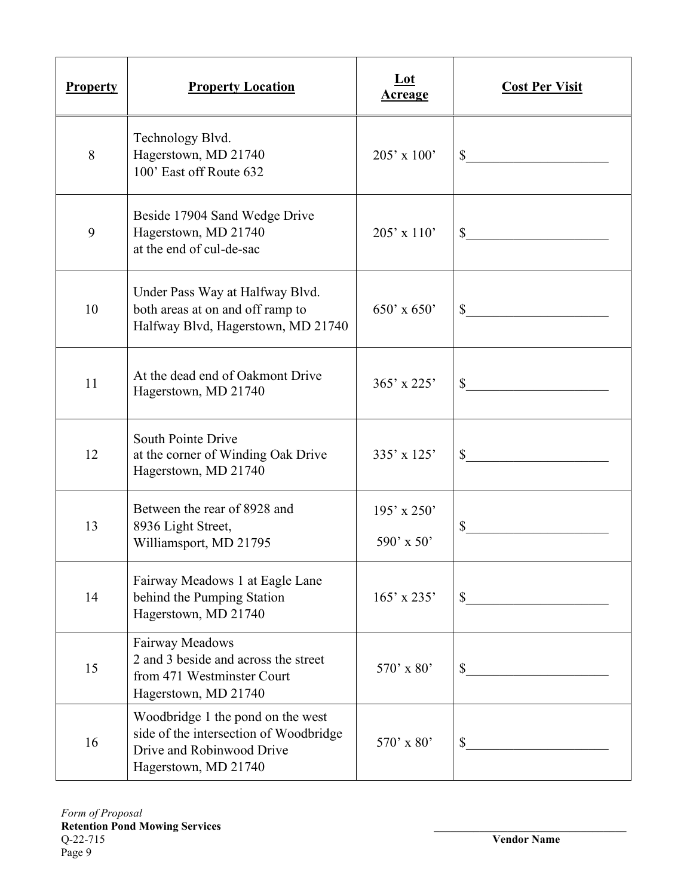| **Property** | **Property Location** | **Lot Acreage** | **Cost Per Visit** |
|---|---|---|---|
| 8 | Technology Blvd.<br>Hagerstown, MD 21740<br>100' East off Route 632 | 205' x 100' | $____________________ |
| 9 | Beside 17904 Sand Wedge Drive<br>Hagerstown, MD 21740<br>at the end of cul-de-sac | 205' x 110' | $____________________ |
| 10 | Under Pass Way at Halfway Blvd.<br>both areas at on and off ramp to<br>Halfway Blvd, Hagerstown, MD 21740 | 650' x 650' | $____________________ |
| 11 | At the dead end of Oakmont Drive<br>Hagerstown, MD 21740 | 365' x 225' | $____________________ |
| 12 | South Pointe Drive<br>at the corner of Winding Oak Drive<br>Hagerstown, MD 21740 | 335' x 125' | $____________________ |
| 13 | Between the rear of 8928 and<br>8936 Light Street,<br>Williamsport, MD 21795 | 195' x 250'<br>590' x 50' | $____________________ |
| 14 | Fairway Meadows 1 at Eagle Lane<br>behind the Pumping Station<br>Hagerstown, MD 21740 | 165' x 235' | $____________________ |
| 15 | Fairway Meadows<br>2 and 3 beside and across the street<br>from 471 Westminster Court<br>Hagerstown, MD 21740 | 570' x 80' | $____________________ |
| 16 | Woodbridge 1 the pond on the west<br>side of the intersection of Woodbridge<br>Drive and Robinwood Drive<br>Hagerstown, MD 21740 | 570' x 80' | $____________________ |

*Form of Proposal*
**Retention Pond Mowing Services**
Q-22-715

___________________________________
**Vendor Name**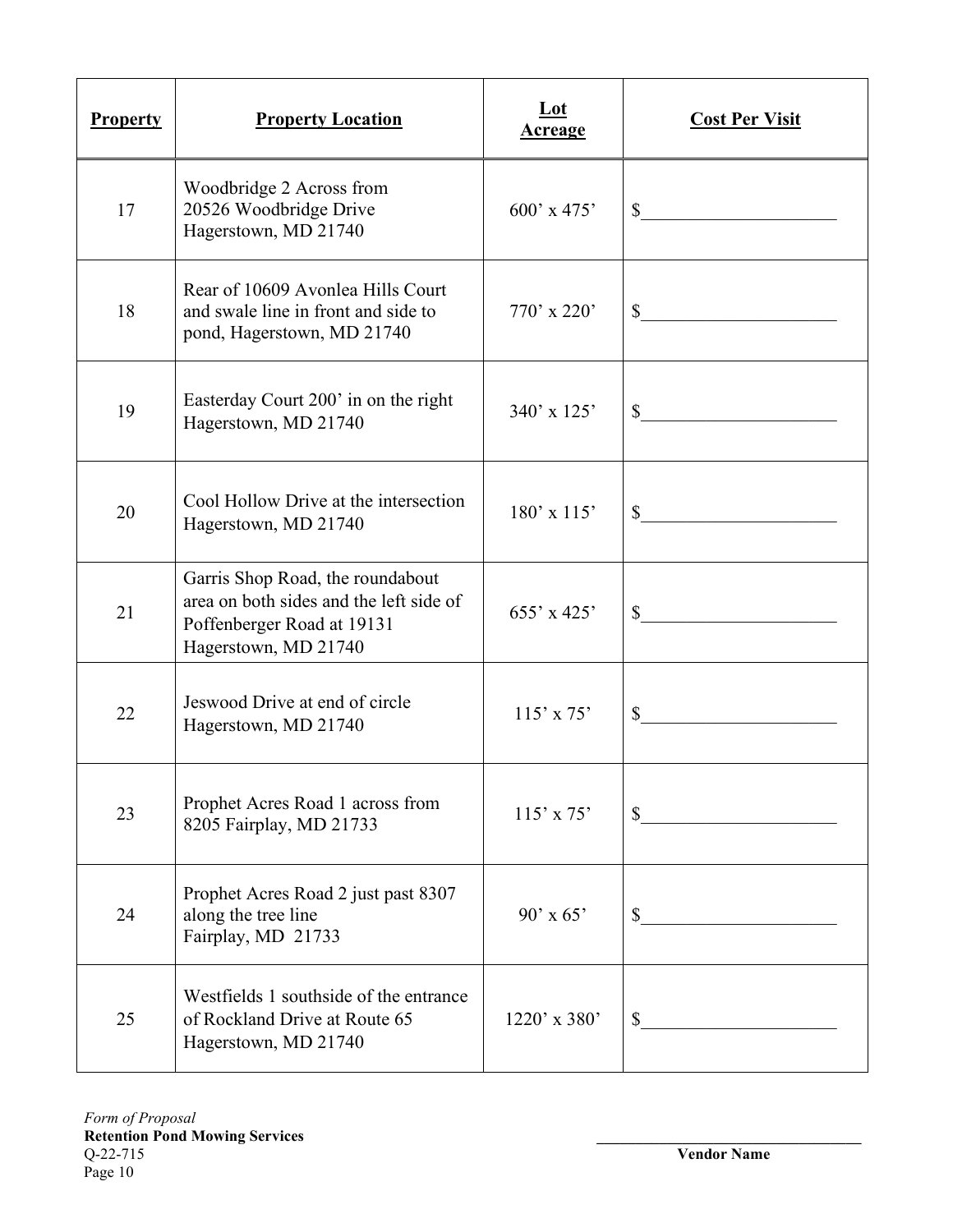| Property | Property Location | Lot Acreage | Cost Per Visit |
|---|---|---|---|
| 17 | Woodbridge 2 Across from 20526 Woodbridge Drive Hagerstown, MD 21740 | 600’ x 475’ | $____________________ |
| 18 | Rear of 10609 Avonlea Hills Court and swale line in front and side to pond, Hagerstown, MD 21740 | 770’ x 220’ | $____________________ |
| 19 | Easterday Court 200’ in on the right Hagerstown, MD 21740 | 340’ x 125’ | $____________________ |
| 20 | Cool Hollow Drive at the intersection Hagerstown, MD 21740 | 180’ x 115’ | $____________________ |
| 21 | Garris Shop Road, the roundabout area on both sides and the left side of Poffenberger Road at 19131 Hagerstown, MD 21740 | 655’ x 425’ | $____________________ |
| 22 | Jeswood Drive at end of circle Hagerstown, MD 21740 | 115’ x 75’ | $____________________ |
| 23 | Prophet Acres Road 1 across from 8205 Fairplay, MD 21733 | 115’ x 75’ | $____________________ |
| 24 | Prophet Acres Road 2 just past 8307 along the tree line Fairplay, MD 21733 | 90’ x 65’ | $____________________ |
| 25 | Westfields 1 southside of the entrance of Rockland Drive at Route 65 Hagerstown, MD 21740 | 1220’ x 380’ | $____________________ |

*Form of Proposal*
**Retention Pond Mowing Services**
Q-22-715

___________________________________
**Vendor Name**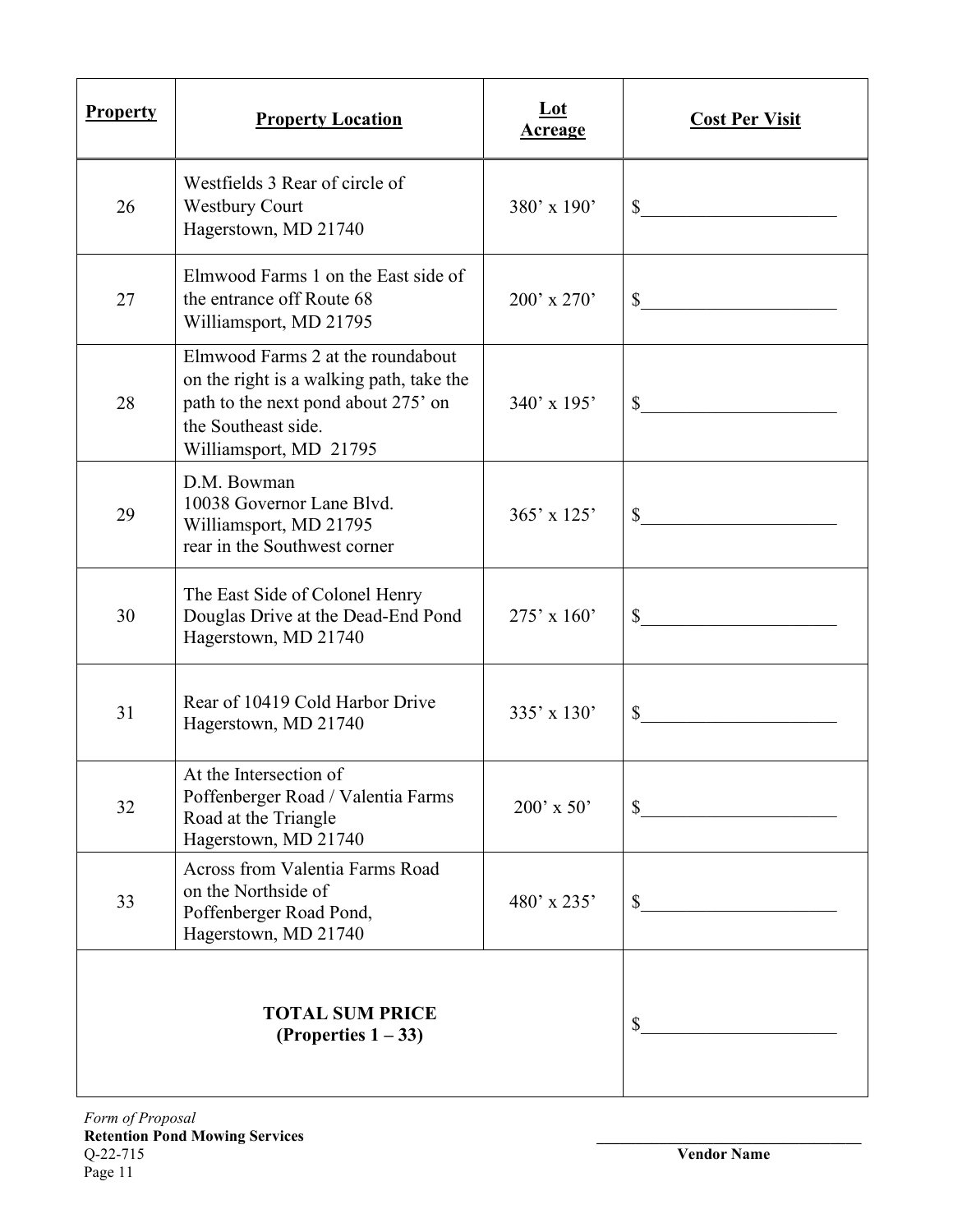| **Property** | **Property Location** | **Lot Acreage** | **Cost Per Visit** |
|---|---|---|---|
| 26 | Westfields 3 Rear of circle of Westbury Court Hagerstown, MD 21740 | 380’ x 190’ | $____________________ |
| 27 | Elmwood Farms 1 on the East side of the entrance off Route 68 Williamsport, MD 21795 | 200’ x 270’ | $____________________ |
| 28 | Elmwood Farms 2 at the roundabout on the right is a walking path, take the path to the next pond about 275’ on the Southeast side. Williamsport, MD 21795 | 340’ x 195’ | $____________________ |
| 29 | D.M. Bowman 10038 Governor Lane Blvd. Williamsport, MD 21795 rear in the Southwest corner | 365’ x 125’ | $____________________ |
| 30 | The East Side of Colonel Henry Douglas Drive at the Dead-End Pond Hagerstown, MD 21740 | 275’ x 160’ | $____________________ |
| 31 | Rear of 10419 Cold Harbor Drive Hagerstown, MD 21740 | 335’ x 130’ | $____________________ |
| 32 | At the Intersection of Poffenberger Road / Valentia Farms Road at the Triangle Hagerstown, MD 21740 | 200’ x 50’ | $____________________ |
| 33 | Across from Valentia Farms Road on the Northside of Poffenberger Road Pond, Hagerstown, MD 21740 | 480’ x 235’ | $____________________ |
| **TOTAL SUM PRICE (Properties 1 – 33)** | | | $____________________ |

*Form of Proposal*
**Retention Pond Mowing Services**
Q-22-715

___________________________________
**Vendor Name**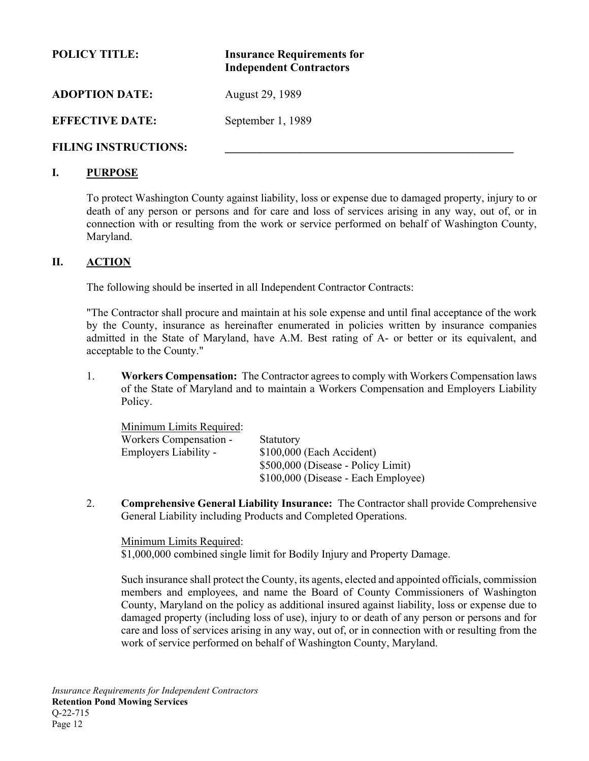**POLICY TITLE:** **Insurance Requirements for Independent Contractors**

**ADOPTION DATE:** August 29, 1989

**EFFECTIVE DATE:** September 1, 1989

**FILING INSTRUCTIONS:** ______________________________________________

## I. PURPOSE

To protect Washington County against liability, loss or expense due to damaged property, injury to or death of any person or persons and for care and loss of services arising in any way, out of, or in connection with or resulting from the work or service performed on behalf of Washington County, Maryland.

## II. ACTION

The following should be inserted in all Independent Contractor Contracts:

"The Contractor shall procure and maintain at his sole expense and until final acceptance of the work by the County, insurance as hereinafter enumerated in policies written by insurance companies admitted in the State of Maryland, have A.M. Best rating of A- or better or its equivalent, and acceptable to the County."

1. **Workers Compensation:** The Contractor agrees to comply with Workers Compensation laws of the State of Maryland and to maintain a Workers Compensation and Employers Liability Policy.

   Minimum Limits Required:

   | | |
   |---|---|
   | Workers Compensation - | Statutory |
   | Employers Liability - | \$100,000 (Each Accident) |
   | | \$500,000 (Disease - Policy Limit) |
   | | \$100,000 (Disease - Each Employee) |

2. **Comprehensive General Liability Insurance:** The Contractor shall provide Comprehensive General Liability including Products and Completed Operations.

   Minimum Limits Required:
   \$1,000,000 combined single limit for Bodily Injury and Property Damage.

   Such insurance shall protect the County, its agents, elected and appointed officials, commission members and employees, and name the Board of County Commissioners of Washington County, Maryland on the policy as additional insured against liability, loss or expense due to damaged property (including loss of use), injury to or death of any person or persons and for care and loss of services arising in any way, out of, or in connection with or resulting from the work of service performed on behalf of Washington County, Maryland.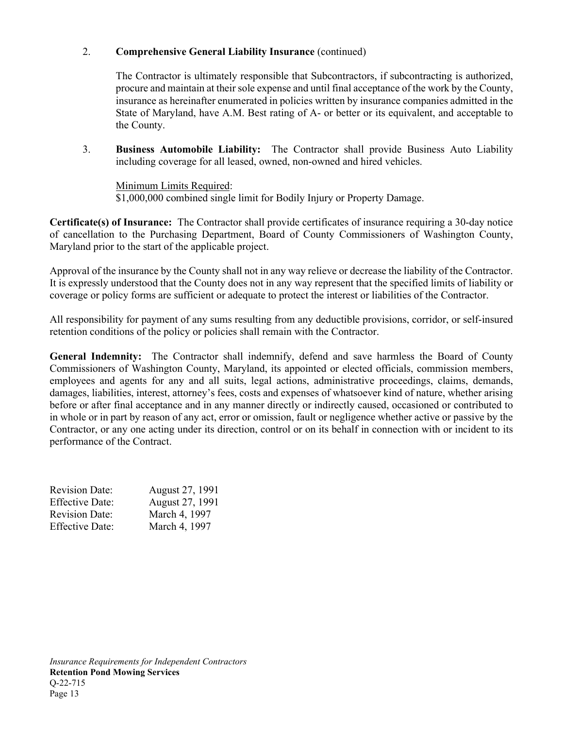2. **Comprehensive General Liability Insurance** (continued)

   The Contractor is ultimately responsible that Subcontractors, if subcontracting is authorized, procure and maintain at their sole expense and until final acceptance of the work by the County, insurance as hereinafter enumerated in policies written by insurance companies admitted in the State of Maryland, have A.M. Best rating of A- or better or its equivalent, and acceptable to the County.

3. **Business Automobile Liability:** The Contractor shall provide Business Auto Liability including coverage for all leased, owned, non-owned and hired vehicles.

   Minimum Limits Required:
   $1,000,000 combined single limit for Bodily Injury or Property Damage.

**Certificate(s) of Insurance:** The Contractor shall provide certificates of insurance requiring a 30-day notice of cancellation to the Purchasing Department, Board of County Commissioners of Washington County, Maryland prior to the start of the applicable project.

Approval of the insurance by the County shall not in any way relieve or decrease the liability of the Contractor. It is expressly understood that the County does not in any way represent that the specified limits of liability or coverage or policy forms are sufficient or adequate to protect the interest or liabilities of the Contractor.

All responsibility for payment of any sums resulting from any deductible provisions, corridor, or self-insured retention conditions of the policy or policies shall remain with the Contractor.

**General Indemnity:** The Contractor shall indemnify, defend and save harmless the Board of County Commissioners of Washington County, Maryland, its appointed or elected officials, commission members, employees and agents for any and all suits, legal actions, administrative proceedings, claims, demands, damages, liabilities, interest, attorney's fees, costs and expenses of whatsoever kind of nature, whether arising before or after final acceptance and in any manner directly or indirectly caused, occasioned or contributed to in whole or in part by reason of any act, error or omission, fault or negligence whether active or passive by the Contractor, or any one acting under its direction, control or on its behalf in connection with or incident to its performance of the Contract.

Revision Date: August 27, 1991
Effective Date: August 27, 1991
Revision Date: March 4, 1997
Effective Date: March 4, 1997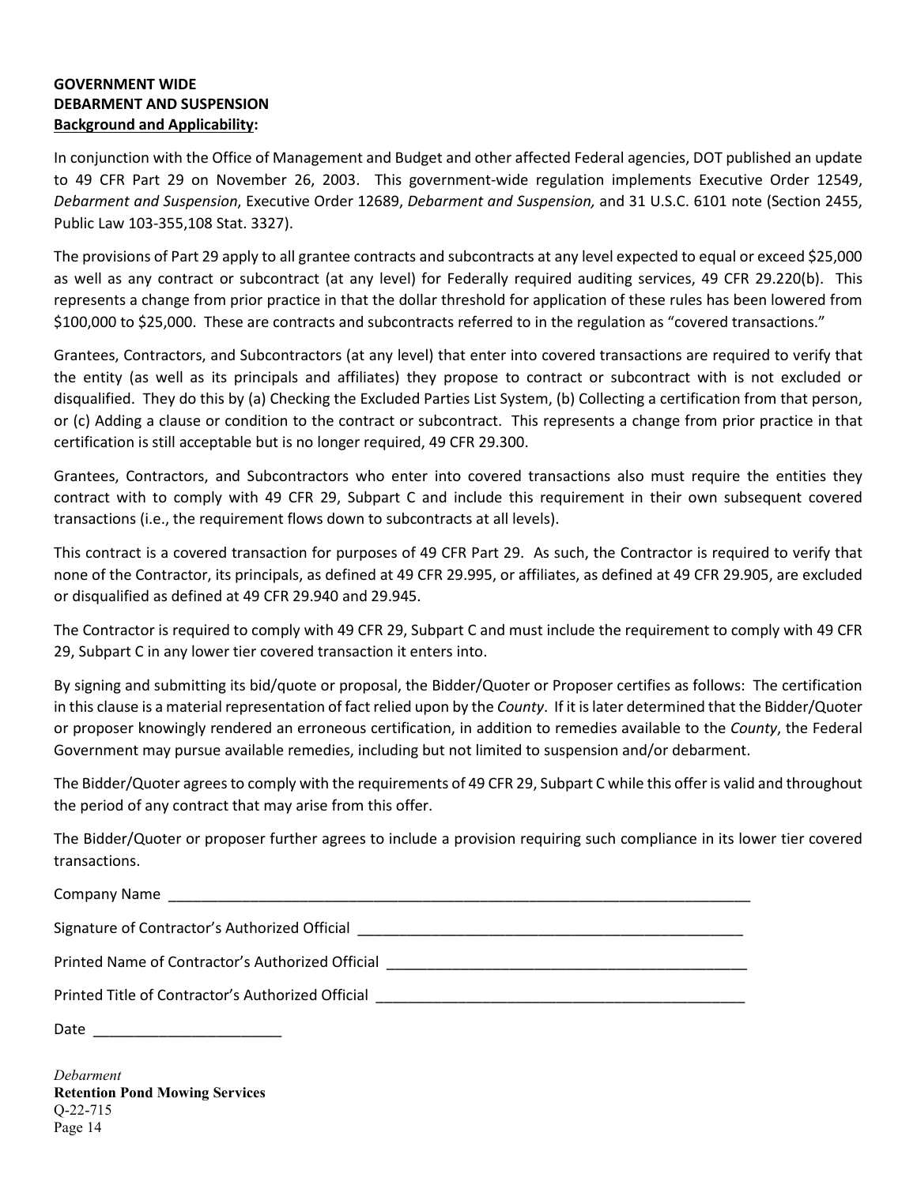**GOVERNMENT WIDE**
**DEBARMENT AND SUSPENSION**
**<u>Background and Applicability</u>:**

In conjunction with the Office of Management and Budget and other affected Federal agencies, DOT published an update to 49 CFR Part 29 on November 26, 2003. This government-wide regulation implements Executive Order 12549, *Debarment and Suspension*, Executive Order 12689, *Debarment and Suspension,* and 31 U.S.C. 6101 note (Section 2455, Public Law 103-355,108 Stat. 3327).

The provisions of Part 29 apply to all grantee contracts and subcontracts at any level expected to equal or exceed $25,000 as well as any contract or subcontract (at any level) for Federally required auditing services, 49 CFR 29.220(b). This represents a change from prior practice in that the dollar threshold for application of these rules has been lowered from $100,000 to $25,000. These are contracts and subcontracts referred to in the regulation as "covered transactions."

Grantees, Contractors, and Subcontractors (at any level) that enter into covered transactions are required to verify that the entity (as well as its principals and affiliates) they propose to contract or subcontract with is not excluded or disqualified. They do this by (a) Checking the Excluded Parties List System, (b) Collecting a certification from that person, or (c) Adding a clause or condition to the contract or subcontract. This represents a change from prior practice in that certification is still acceptable but is no longer required, 49 CFR 29.300.

Grantees, Contractors, and Subcontractors who enter into covered transactions also must require the entities they contract with to comply with 49 CFR 29, Subpart C and include this requirement in their own subsequent covered transactions (i.e., the requirement flows down to subcontracts at all levels).

This contract is a covered transaction for purposes of 49 CFR Part 29. As such, the Contractor is required to verify that none of the Contractor, its principals, as defined at 49 CFR 29.995, or affiliates, as defined at 49 CFR 29.905, are excluded or disqualified as defined at 49 CFR 29.940 and 29.945.

The Contractor is required to comply with 49 CFR 29, Subpart C and must include the requirement to comply with 49 CFR 29, Subpart C in any lower tier covered transaction it enters into.

By signing and submitting its bid/quote or proposal, the Bidder/Quoter or Proposer certifies as follows: The certification in this clause is a material representation of fact relied upon by the *County*. If it is later determined that the Bidder/Quoter or proposer knowingly rendered an erroneous certification, in addition to remedies available to the *County*, the Federal Government may pursue available remedies, including but not limited to suspension and/or debarment.

The Bidder/Quoter agrees to comply with the requirements of 49 CFR 29, Subpart C while this offer is valid and throughout the period of any contract that may arise from this offer.

The Bidder/Quoter or proposer further agrees to include a provision requiring such compliance in its lower tier covered transactions.

Company Name ___________________________________________________________________________

Signature of Contractor's Authorized Official _________________________________________________

Printed Name of Contractor's Authorized Official ______________________________________________

Printed Title of Contractor's Authorized Official _______________________________________________

Date _______________________

*Debarment*
**Retention Pond Mowing Services**
Q-22-715